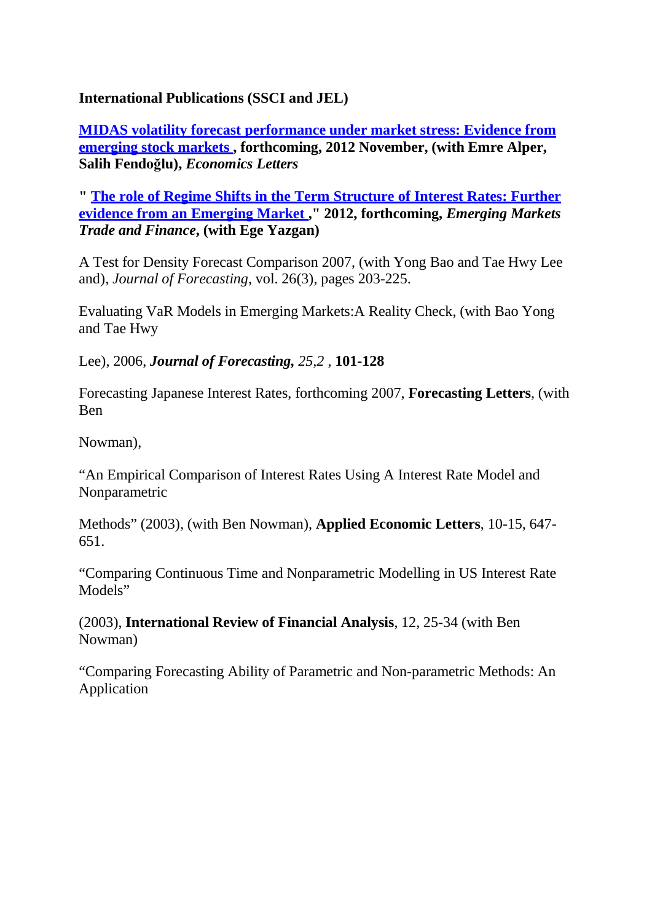**International Publications (SSCI and JEL)**

**MIDAS volatility forecast performance under market stress: Evidence from emerging stock markets , forthcoming, 2012 November, (with Emre Alper, Salih Fendoğlu),** ***Economics Letters***

**" The role of Regime Shifts in the Term Structure of Interest Rates: Further evidence from an Emerging Market ," 2012, forthcoming,** ***Emerging Markets Trade and Finance*****, (with Ege Yazgan)**

A Test for Density Forecast Comparison 2007, (with Yong Bao and Tae Hwy Lee and), *Journal of Forecasting*, vol. 26(3), pages 203-225.

Evaluating VaR Models in Emerging Markets:A Reality Check, (with Bao Yong and Tae Hwy

Lee), 2006, ***Journal of Forecasting,*** *25,2* , **101-128**

Forecasting Japanese Interest Rates, forthcoming 2007, **Forecasting Letters**, (with Ben

Nowman),

"An Empirical Comparison of Interest Rates Using A Interest Rate Model and Nonparametric

Methods" (2003), (with Ben Nowman), **Applied Economic Letters**, 10-15, 647-651.

"Comparing Continuous Time and Nonparametric Modelling in US Interest Rate Models"

(2003), **International Review of Financial Analysis**, 12, 25-34 (with Ben Nowman)

"Comparing Forecasting Ability of Parametric and Non-parametric Methods: An Application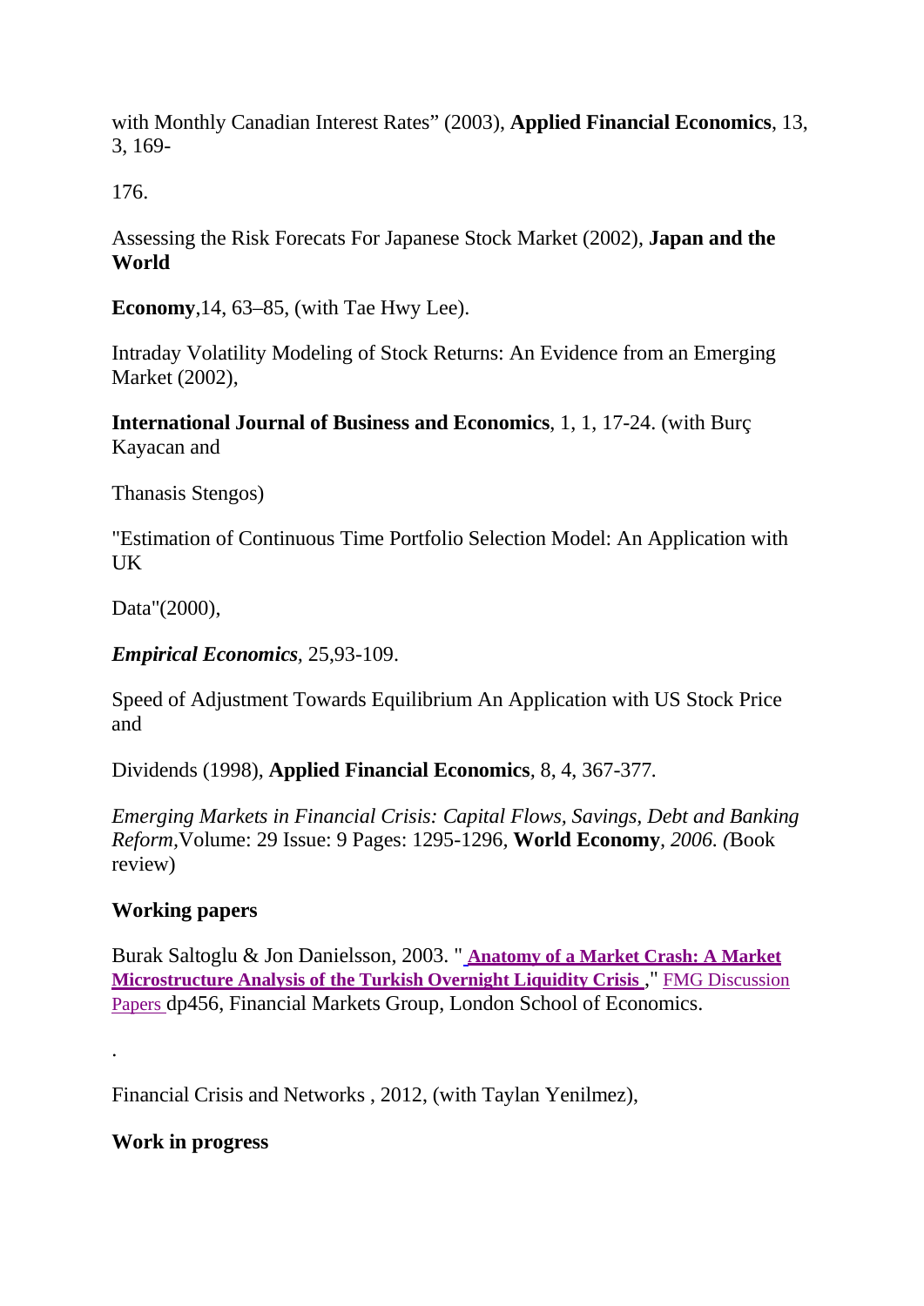with Monthly Canadian Interest Rates" (2003), **Applied Financial Economics**, 13, 3, 169-

176.

Assessing the Risk Forecats For Japanese Stock Market (2002), **Japan and the World**

**Economy**,14, 63–85, (with Tae Hwy Lee).

Intraday Volatility Modeling of Stock Returns: An Evidence from an Emerging Market (2002),

**International Journal of Business and Economics**, 1, 1, 17-24. (with Burç Kayacan and

Thanasis Stengos)

"Estimation of Continuous Time Portfolio Selection Model: An Application with UK

Data"(2000),

***Empirical Economics***, 25,93-109.

Speed of Adjustment Towards Equilibrium An Application with US Stock Price and

Dividends (1998), **Applied Financial Economics**, 8, 4, 367-377.

*Emerging Markets in Financial Crisis: Capital Flows, Savings, Debt and Banking Reform,*Volume: 29 Issue: 9 Pages: 1295-1296, **World Economy**, *2006. (*Book review)

**Working papers**

Burak Saltoglu & Jon Danielsson, 2003. "**Anatomy of a Market Crash: A Market Microstructure Analysis of the Turkish Overnight Liquidity Crisis** ," FMG Discussion Papers dp456, Financial Markets Group, London School of Economics.

.

Financial Crisis and Networks , 2012, (with Taylan Yenilmez),

**Work in progress**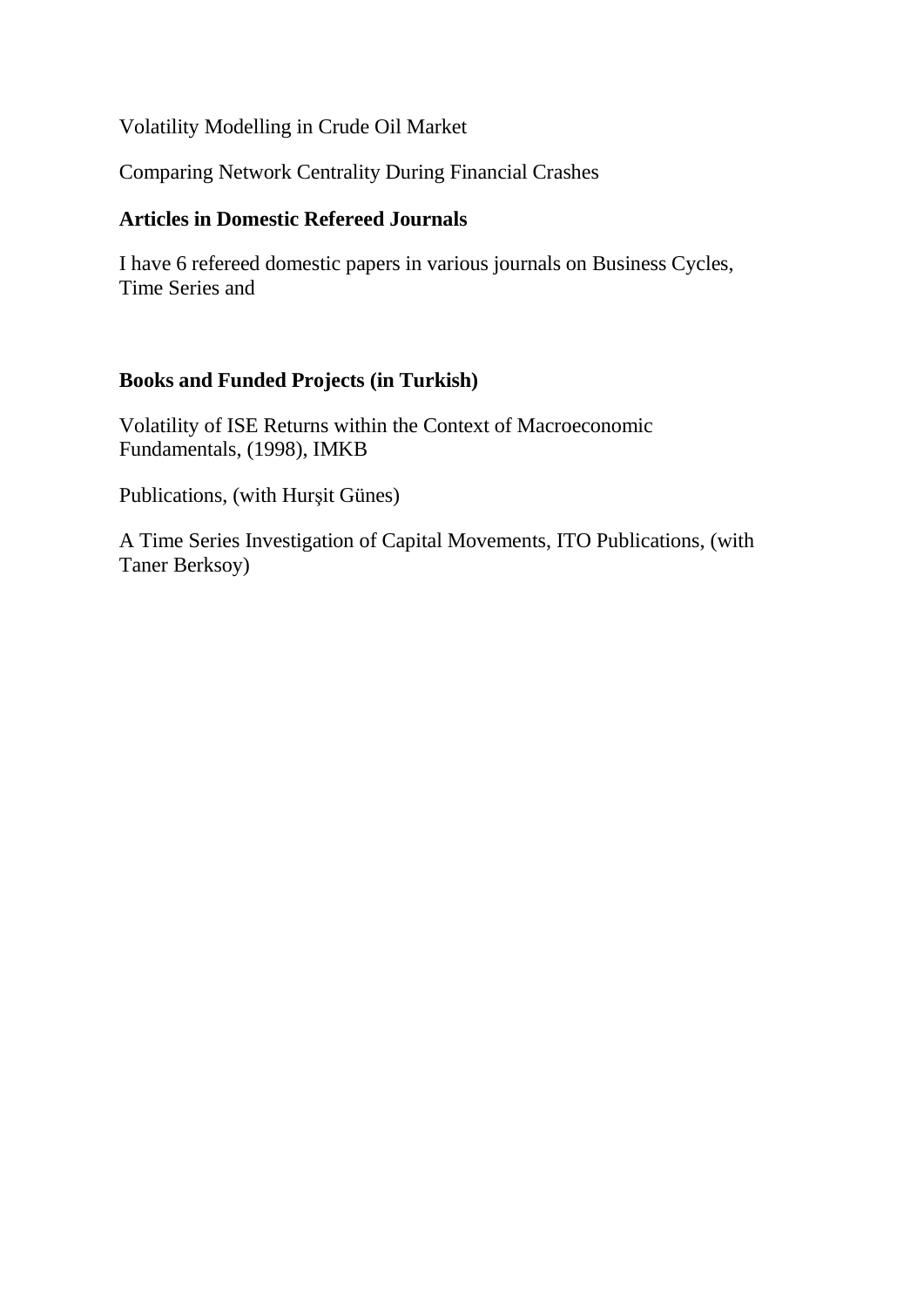Volatility Modelling in Crude Oil Market

Comparing Network Centrality During Financial Crashes

**Articles in Domestic Refereed Journals**

I have 6 refereed domestic papers in various journals on Business Cycles, Time Series and

**Books and Funded Projects (in Turkish)**

Volatility of ISE Returns within the Context of Macroeconomic Fundamentals, (1998), IMKB

Publications, (with Hurşit Günes)

A Time Series Investigation of Capital Movements, ITO Publications, (with Taner Berksoy)